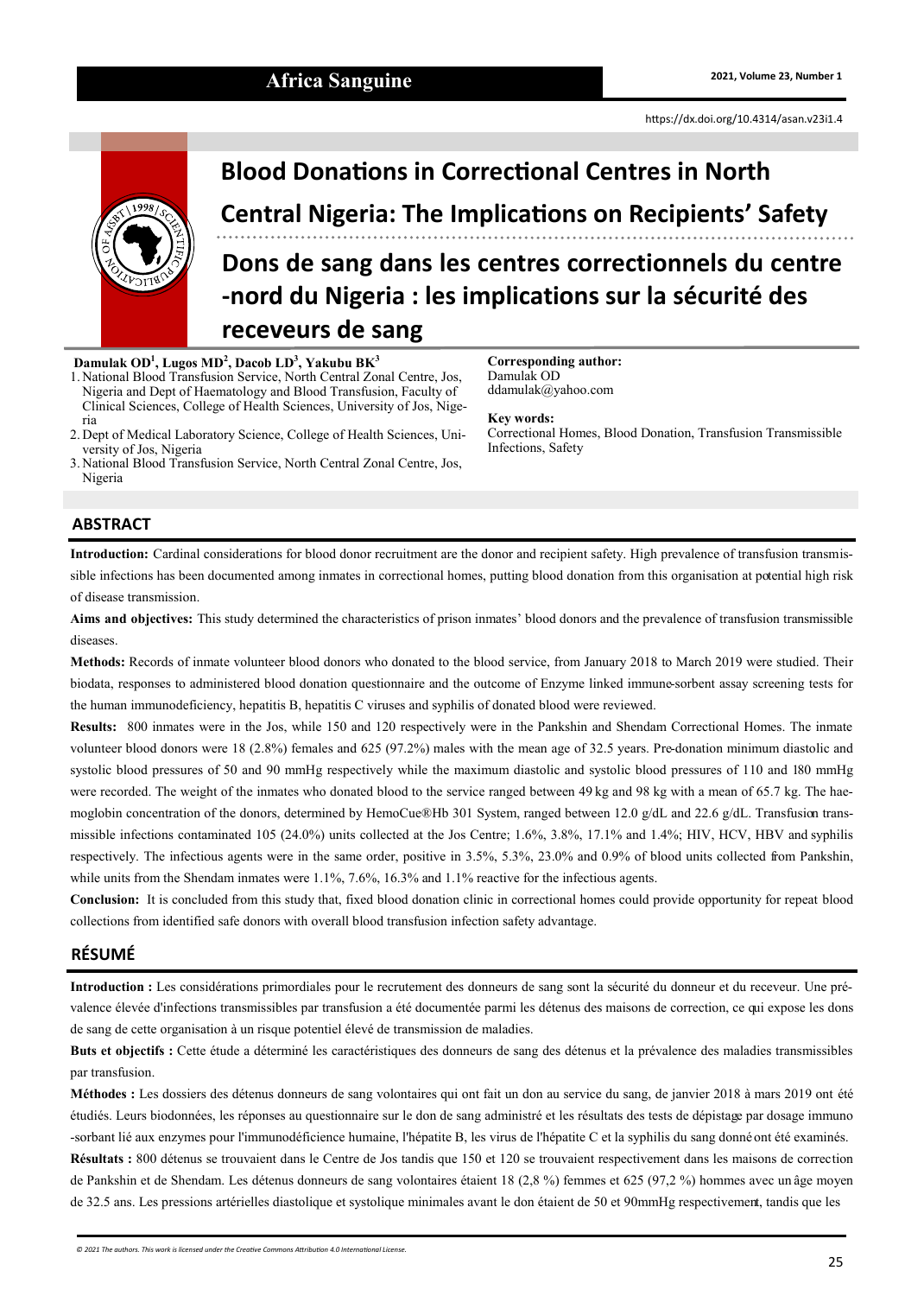https://dx.doi.org/10.4314/asan.v23i1.4

# Blood Donations in Correctional Centres in North Central Nigeria: The Implications on Recipients' Safety

# Dons de sang dans les centres correctionnels du centre-nord du Nigeria : les implications sur la sécurité des receveurs de sang

**Damulak OD[1], Lugos MD[2], Dacob LD[3], Yakubu BK[3]**

1. National Blood Transfusion Service, North Central Zonal Centre, Jos, Nigeria and Dept of Haematology and Blood Transfusion, Faculty of Clinical Sciences, College of Health Sciences, University of Jos, Nigeria
2. Dept of Medical Laboratory Science, College of Health Sciences, University of Jos, Nigeria
3. National Blood Transfusion Service, North Central Zonal Centre, Jos, Nigeria

**Corresponding author:**
Damulak OD
ddamulak@yahoo.com

**Key words:**
Correctional Homes, Blood Donation, Transfusion Transmissible Infections, Safety

## ABSTRACT

**Introduction:** Cardinal considerations for blood donor recruitment are the donor and recipient safety. High prevalence of transfusion transmissible infections has been documented among inmates in correctional homes, putting blood donation from this organisation at potential high risk of disease transmission.

**Aims and objectives:** This study determined the characteristics of prison inmates' blood donors and the prevalence of transfusion transmissible diseases.

**Methods:** Records of inmate volunteer blood donors who donated to the blood service, from January 2018 to March 2019 were studied. Their biodata, responses to administered blood donation questionnaire and the outcome of Enzyme linked immune-sorbent assay screening tests for the human immunodeficiency, hepatitis B, hepatitis C viruses and syphilis of donated blood were reviewed.

**Results:** 800 inmates were in the Jos, while 150 and 120 respectively were in the Pankshin and Shendam Correctional Homes. The inmate volunteer blood donors were 18 (2.8%) females and 625 (97.2%) males with the mean age of 32.5 years. Pre-donation minimum diastolic and systolic blood pressures of 50 and 90 mmHg respectively while the maximum diastolic and systolic blood pressures of 110 and 180 mmHg were recorded. The weight of the inmates who donated blood to the service ranged between 49 kg and 98 kg with a mean of 65.7 kg. The haemoglobin concentration of the donors, determined by HemoCue®Hb 301 System, ranged between 12.0 g/dL and 22.6 g/dL. Transfusion transmissible infections contaminated 105 (24.0%) units collected at the Jos Centre; 1.6%, 3.8%, 17.1% and 1.4%; HIV, HCV, HBV and syphilis respectively. The infectious agents were in the same order, positive in 3.5%, 5.3%, 23.0% and 0.9% of blood units collected from Pankshin, while units from the Shendam inmates were 1.1%, 7.6%, 16.3% and 1.1% reactive for the infectious agents.

**Conclusion:** It is concluded from this study that, fixed blood donation clinic in correctional homes could provide opportunity for repeat blood collections from identified safe donors with overall blood transfusion infection safety advantage.

## RÉSUMÉ

**Introduction :** Les considérations primordiales pour le recrutement des donneurs de sang sont la sécurité du donneur et du receveur. Une prévalence élevée d'infections transmissibles par transfusion a été documentée parmi les détenus des maisons de correction, ce qui expose les dons de sang de cette organisation à un risque potentiel élevé de transmission de maladies.

**Buts et objectifs :** Cette étude a déterminé les caractéristiques des donneurs de sang des détenus et la prévalence des maladies transmissibles par transfusion.

**Méthodes :** Les dossiers des détenus donneurs de sang volontaires qui ont fait un don au service du sang, de janvier 2018 à mars 2019 ont été étudiés. Leurs biodonnées, les réponses au questionnaire sur le don de sang administré et les résultats des tests de dépistage par dosage immuno-sorbant lié aux enzymes pour l'immunodéficience humaine, l'hépatite B, les virus de l'hépatite C et la syphilis du sang donné ont été examinés.

**Résultats :** 800 détenus se trouvaient dans le Centre de Jos tandis que 150 et 120 se trouvaient respectivement dans les maisons de correction de Pankshin et de Shendam. Les détenus donneurs de sang volontaires étaient 18 (2,8 %) femmes et 625 (97,2 %) hommes avec un âge moyen de 32.5 ans. Les pressions artérielles diastolique et systolique minimales avant le don étaient de 50 et 90mmHg respectivement, tandis que les

© 2021 The authors. This work is licensed under the Creative Commons Attribution 4.0 International License.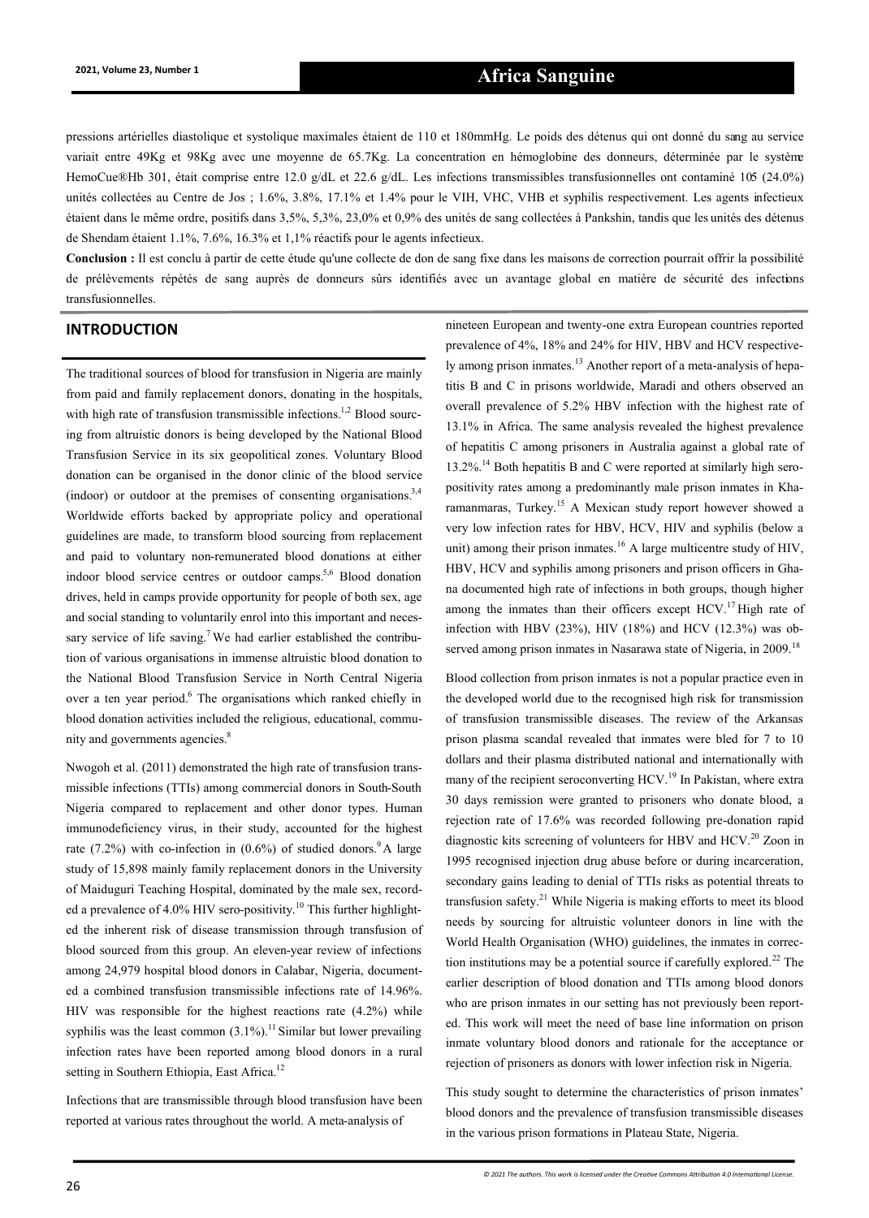pressions artérielles diastolique et systolique maximales étaient de 110 et 180mmHg. Le poids des détenus qui ont donné du sang au service variait entre 49Kg et 98Kg avec une moyenne de 65.7Kg. La concentration en hémoglobine des donneurs, déterminée par le système HemoCue®Hb 301, était comprise entre 12.0 g/dL et 22.6 g/dL. Les infections transmissibles transfusionnelles ont contaminé 105 (24.0%) unités collectées au Centre de Jos ; 1.6%, 3.8%, 17.1% et 1.4% pour le VIH, VHC, VHB et syphilis respectivement. Les agents infectieux étaient dans le même ordre, positifs dans 3,5%, 5,3%, 23,0% et 0,9% des unités de sang collectées à Pankshin, tandis que les unités des détenus de Shendam étaient 1.1%, 7.6%, 16.3% et 1,1% réactifs pour le agents infectieux.

**Conclusion :** Il est conclu à partir de cette étude qu'une collecte de don de sang fixe dans les maisons de correction pourrait offrir la possibilité de prélèvements répétés de sang auprès de donneurs sûrs identifiés avec un avantage global en matière de sécurité des infections transfusionnelles.

## INTRODUCTION

The traditional sources of blood for transfusion in Nigeria are mainly from paid and family replacement donors, donating in the hospitals, with high rate of transfusion transmissible infections.[1,2] Blood sourcing from altruistic donors is being developed by the National Blood Transfusion Service in its six geopolitical zones. Voluntary Blood donation can be organised in the donor clinic of the blood service (indoor) or outdoor at the premises of consenting organisations.[3,4] Worldwide efforts backed by appropriate policy and operational guidelines are made, to transform blood sourcing from replacement and paid to voluntary non-remunerated blood donations at either indoor blood service centres or outdoor camps.[5,6] Blood donation drives, held in camps provide opportunity for people of both sex, age and social standing to voluntarily enrol into this important and necessary service of life saving.[7] We had earlier established the contribution of various organisations in immense altruistic blood donation to the National Blood Transfusion Service in North Central Nigeria over a ten year period.[6] The organisations which ranked chiefly in blood donation activities included the religious, educational, community and governments agencies.[8]

Nwogoh et al. (2011) demonstrated the high rate of transfusion transmissible infections (TTIs) among commercial donors in South-South Nigeria compared to replacement and other donor types. Human immunodeficiency virus, in their study, accounted for the highest rate (7.2%) with co-infection in (0.6%) of studied donors.[9] A large study of 15,898 mainly family replacement donors in the University of Maiduguri Teaching Hospital, dominated by the male sex, recorded a prevalence of 4.0% HIV sero-positivity.[10] This further highlighted the inherent risk of disease transmission through transfusion of blood sourced from this group. An eleven-year review of infections among 24,979 hospital blood donors in Calabar, Nigeria, documented a combined transfusion transmissible infections rate of 14.96%. HIV was responsible for the highest reactions rate (4.2%) while syphilis was the least common (3.1%).[11] Similar but lower prevailing infection rates have been reported among blood donors in a rural setting in Southern Ethiopia, East Africa.[12]

Infections that are transmissible through blood transfusion have been reported at various rates throughout the world. A meta-analysis of nineteen European and twenty-one extra European countries reported prevalence of 4%, 18% and 24% for HIV, HBV and HCV respectively among prison inmates.[13] Another report of a meta-analysis of hepatitis B and C in prisons worldwide, Maradi and others observed an overall prevalence of 5.2% HBV infection with the highest rate of 13.1% in Africa. The same analysis revealed the highest prevalence of hepatitis C among prisoners in Australia against a global rate of 13.2%.[14] Both hepatitis B and C were reported at similarly high seropositivity rates among a predominantly male prison inmates in Kharamanmaras, Turkey.[15] A Mexican study report however showed a very low infection rates for HBV, HCV, HIV and syphilis (below a unit) among their prison inmates.[16] A large multicentre study of HIV, HBV, HCV and syphilis among prisoners and prison officers in Ghana documented high rate of infections in both groups, though higher among the inmates than their officers except HCV.[17] High rate of infection with HBV (23%), HIV (18%) and HCV (12.3%) was observed among prison inmates in Nasarawa state of Nigeria, in 2009.[18]

Blood collection from prison inmates is not a popular practice even in the developed world due to the recognised high risk for transmission of transfusion transmissible diseases. The review of the Arkansas prison plasma scandal revealed that inmates were bled for 7 to 10 dollars and their plasma distributed national and internationally with many of the recipient seroconverting HCV.[19] In Pakistan, where extra 30 days remission were granted to prisoners who donate blood, a rejection rate of 17.6% was recorded following pre-donation rapid diagnostic kits screening of volunteers for HBV and HCV.[20] Zoon in 1995 recognised injection drug abuse before or during incarceration, secondary gains leading to denial of TTIs risks as potential threats to transfusion safety.[21] While Nigeria is making efforts to meet its blood needs by sourcing for altruistic volunteer donors in line with the World Health Organisation (WHO) guidelines, the inmates in correction institutions may be a potential source if carefully explored.[22] The earlier description of blood donation and TTIs among blood donors who are prison inmates in our setting has not previously been reported. This work will meet the need of base line information on prison inmate voluntary blood donors and rationale for the acceptance or rejection of prisoners as donors with lower infection risk in Nigeria.

This study sought to determine the characteristics of prison inmates' blood donors and the prevalence of transfusion transmissible diseases in the various prison formations in Plateau State, Nigeria.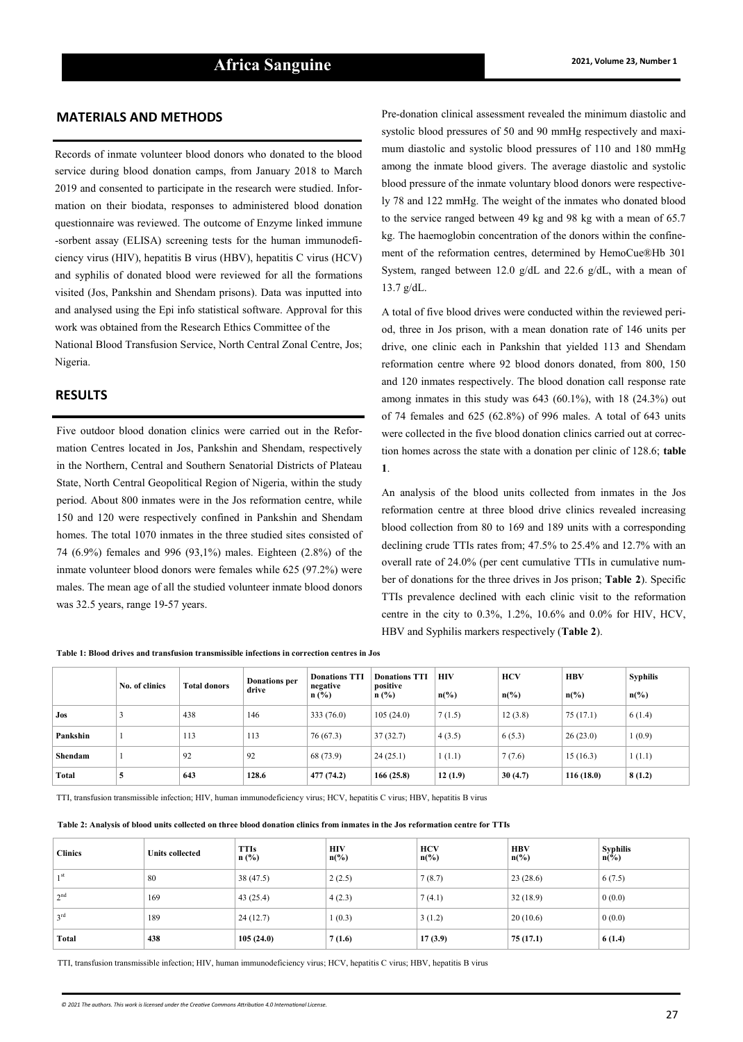## MATERIALS AND METHODS

Records of inmate volunteer blood donors who donated to the blood service during blood donation camps, from January 2018 to March 2019 and consented to participate in the research were studied. Information on their biodata, responses to administered blood donation questionnaire was reviewed. The outcome of Enzyme linked immune -sorbent assay (ELISA) screening tests for the human immunodeficiency virus (HIV), hepatitis B virus (HBV), hepatitis C virus (HCV) and syphilis of donated blood were reviewed for all the formations visited (Jos, Pankshin and Shendam prisons). Data was inputted into and analysed using the Epi info statistical software. Approval for this work was obtained from the Research Ethics Committee of the National Blood Transfusion Service, North Central Zonal Centre, Jos; Nigeria.

## RESULTS

Five outdoor blood donation clinics were carried out in the Reformation Centres located in Jos, Pankshin and Shendam, respectively in the Northern, Central and Southern Senatorial Districts of Plateau State, North Central Geopolitical Region of Nigeria, within the study period. About 800 inmates were in the Jos reformation centre, while 150 and 120 were respectively confined in Pankshin and Shendam homes. The total 1070 inmates in the three studied sites consisted of 74 (6.9%) females and 996 (93,1%) males. Eighteen (2.8%) of the inmate volunteer blood donors were females while 625 (97.2%) were males. The mean age of all the studied volunteer inmate blood donors was 32.5 years, range 19-57 years.

Pre-donation clinical assessment revealed the minimum diastolic and systolic blood pressures of 50 and 90 mmHg respectively and maximum diastolic and systolic blood pressures of 110 and 180 mmHg among the inmate blood givers. The average diastolic and systolic blood pressure of the inmate voluntary blood donors were respectively 78 and 122 mmHg. The weight of the inmates who donated blood to the service ranged between 49 kg and 98 kg with a mean of 65.7 kg. The haemoglobin concentration of the donors within the confinement of the reformation centres, determined by HemoCue®Hb 301 System, ranged between 12.0 g/dL and 22.6 g/dL, with a mean of 13.7 g/dL.

A total of five blood drives were conducted within the reviewed period, three in Jos prison, with a mean donation rate of 146 units per drive, one clinic each in Pankshin that yielded 113 and Shendam reformation centre where 92 blood donors donated, from 800, 150 and 120 inmates respectively. The blood donation call response rate among inmates in this study was 643 (60.1%), with 18 (24.3%) out of 74 females and 625 (62.8%) of 996 males. A total of 643 units were collected in the five blood donation clinics carried out at correction homes across the state with a donation per clinic of 128.6; **table 1**.

An analysis of the blood units collected from inmates in the Jos reformation centre at three blood drive clinics revealed increasing blood collection from 80 to 169 and 189 units with a corresponding declining crude TTIs rates from; 47.5% to 25.4% and 12.7% with an overall rate of 24.0% (per cent cumulative TTIs in cumulative number of donations for the three drives in Jos prison; **Table 2**). Specific TTIs prevalence declined with each clinic visit to the reformation centre in the city to 0.3%, 1.2%, 10.6% and 0.0% for HIV, HCV, HBV and Syphilis markers respectively (**Table 2**).

**Table 1: Blood drives and transfusion transmissible infections in correction centres in Jos**

| | No. of clinics | Total donors | Donations per drive | Donations TTI negative n (%) | Donations TTI positive n (%) | HIV n(%) | HCV n(%) | HBV n(%) | Syphilis n(%) |
|---|---|---|---|---|---|---|---|---|---|
| **Jos** | 3 | 438 | 146 | 333 (76.0) | 105 (24.0) | 7 (1.5) | 12 (3.8) | 75 (17.1) | 6 (1.4) |
| **Pankshin** | 1 | 113 | 113 | 76 (67.3) | 37 (32.7) | 4 (3.5) | 6 (5.3) | 26 (23.0) | 1 (0.9) |
| **Shendam** | 1 | 92 | 92 | 68 (73.9) | 24 (25.1) | 1 (1.1) | 7 (7.6) | 15 (16.3) | 1 (1.1) |
| **Total** | **5** | 643 | 128.6 | 477 (74.2) | 166 (25.8) | **12 (1.9)** | **30 (4.7)** | **116 (18.0)** | **8 (1.2)** |

TTI, transfusion transmissible infection; HIV, human immunodeficiency virus; HCV, hepatitis C virus; HBV, hepatitis B virus

**Table 2: Analysis of blood units collected on three blood donation clinics from inmates in the Jos reformation centre for TTIs**

| Clinics | Units collected | TTIs n (%) | HIV n(%) | HCV n(%) | HBV n(%) | Syphilis n(%) |
|---|---|---|---|---|---|---|
| 1st | 80 | 38 (47.5) | 2 (2.5) | 7 (8.7) | 23 (28.6) | 6 (7.5) |
| 2nd | 169 | 43 (25.4) | 4 (2.3) | 7 (4.1) | 32 (18.9) | 0 (0.0) |
| 3rd | 189 | 24 (12.7) | 1 (0.3) | 3 (1.2) | 20 (10.6) | 0 (0.0) |
| **Total** | **438** | **105 (24.0)** | **7 (1.6)** | **17 (3.9)** | **75 (17.1)** | **6 (1.4)** |

TTI, transfusion transmissible infection; HIV, human immunodeficiency virus; HCV, hepatitis C virus; HBV, hepatitis B virus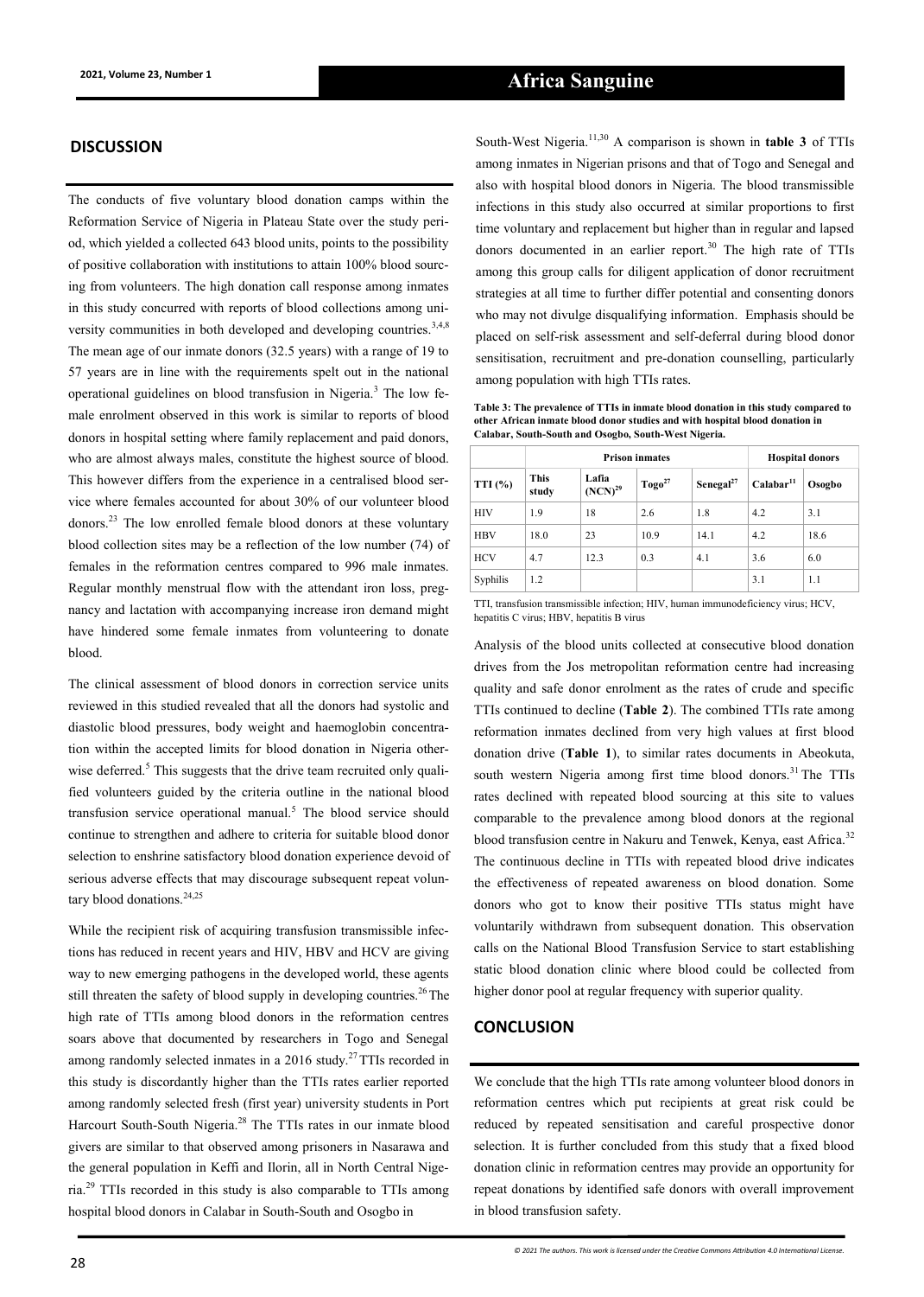## DISCUSSION

The conducts of five voluntary blood donation camps within the Reformation Service of Nigeria in Plateau State over the study period, which yielded a collected 643 blood units, points to the possibility of positive collaboration with institutions to attain 100% blood sourcing from volunteers. The high donation call response among inmates in this study concurred with reports of blood collections among university communities in both developed and developing countries.[3,4,8] The mean age of our inmate donors (32.5 years) with a range of 19 to 57 years are in line with the requirements spelt out in the national operational guidelines on blood transfusion in Nigeria.[3] The low female enrolment observed in this work is similar to reports of blood donors in hospital setting where family replacement and paid donors, who are almost always males, constitute the highest source of blood. This however differs from the experience in a centralised blood service where females accounted for about 30% of our volunteer blood donors.[23] The low enrolled female blood donors at these voluntary blood collection sites may be a reflection of the low number (74) of females in the reformation centres compared to 996 male inmates. Regular monthly menstrual flow with the attendant iron loss, pregnancy and lactation with accompanying increase iron demand might have hindered some female inmates from volunteering to donate blood.

The clinical assessment of blood donors in correction service units reviewed in this studied revealed that all the donors had systolic and diastolic blood pressures, body weight and haemoglobin concentration within the accepted limits for blood donation in Nigeria otherwise deferred.[5] This suggests that the drive team recruited only qualified volunteers guided by the criteria outline in the national blood transfusion service operational manual.[5] The blood service should continue to strengthen and adhere to criteria for suitable blood donor selection to enshrine satisfactory blood donation experience devoid of serious adverse effects that may discourage subsequent repeat voluntary blood donations.[24,25]

While the recipient risk of acquiring transfusion transmissible infections has reduced in recent years and HIV, HBV and HCV are giving way to new emerging pathogens in the developed world, these agents still threaten the safety of blood supply in developing countries.[26] The high rate of TTIs among blood donors in the reformation centres soars above that documented by researchers in Togo and Senegal among randomly selected inmates in a 2016 study.[27] TTIs recorded in this study is discordantly higher than the TTIs rates earlier reported among randomly selected fresh (first year) university students in Port Harcourt South-South Nigeria.[28] The TTIs rates in our inmate blood givers are similar to that observed among prisoners in Nasarawa and the general population in Keffi and Ilorin, all in North Central Nigeria.[29] TTIs recorded in this study is also comparable to TTIs among hospital blood donors in Calabar in South-South and Osogbo in South-West Nigeria.[11,30] A comparison is shown in **table 3** of TTIs among inmates in Nigerian prisons and that of Togo and Senegal and also with hospital blood donors in Nigeria. The blood transmissible infections in this study also occurred at similar proportions to first time voluntary and replacement but higher than in regular and lapsed donors documented in an earlier report.[30] The high rate of TTIs among this group calls for diligent application of donor recruitment strategies at all time to further differ potential and consenting donors who may not divulge disqualifying information. Emphasis should be placed on self-risk assessment and self-deferral during blood donor sensitisation, recruitment and pre-donation counselling, particularly among population with high TTIs rates.

**Table 3: The prevalence of TTIs in inmate blood donation in this study compared to other African inmate blood donor studies and with hospital blood donation in Calabar, South-South and Osogbo, South-West Nigeria.**

| | Prison inmates | | | | Hospital donors | |
|---|---|---|---|---|---|---|
| TTI (%) | This study | Lafia (NCN)[29] | Togo[27] | Senegal[27] | Calabar[11] | Osogbo |
| HIV | 1.9 | 18 | 2.6 | 1.8 | 4.2 | 3.1 |
| HBV | 18.0 | 23 | 10.9 | 14.1 | 4.2 | 18.6 |
| HCV | 4.7 | 12.3 | 0.3 | 4.1 | 3.6 | 6.0 |
| Syphilis | 1.2 | | | | 3.1 | 1.1 |

TTI, transfusion transmissible infection; HIV, human immunodeficiency virus; HCV, hepatitis C virus; HBV, hepatitis B virus

Analysis of the blood units collected at consecutive blood donation drives from the Jos metropolitan reformation centre had increasing quality and safe donor enrolment as the rates of crude and specific TTIs continued to decline (**Table 2**). The combined TTIs rate among reformation inmates declined from very high values at first blood donation drive (**Table 1**), to similar rates documents in Abeokuta, south western Nigeria among first time blood donors.[31] The TTIs rates declined with repeated blood sourcing at this site to values comparable to the prevalence among blood donors at the regional blood transfusion centre in Nakuru and Tenwek, Kenya, east Africa.[32] The continuous decline in TTIs with repeated blood drive indicates the effectiveness of repeated awareness on blood donation. Some donors who got to know their positive TTIs status might have voluntarily withdrawn from subsequent donation. This observation calls on the National Blood Transfusion Service to start establishing static blood donation clinic where blood could be collected from higher donor pool at regular frequency with superior quality.

## CONCLUSION

We conclude that the high TTIs rate among volunteer blood donors in reformation centres which put recipients at great risk could be reduced by repeated sensitisation and careful prospective donor selection. It is further concluded from this study that a fixed blood donation clinic in reformation centres may provide an opportunity for repeat donations by identified safe donors with overall improvement in blood transfusion safety.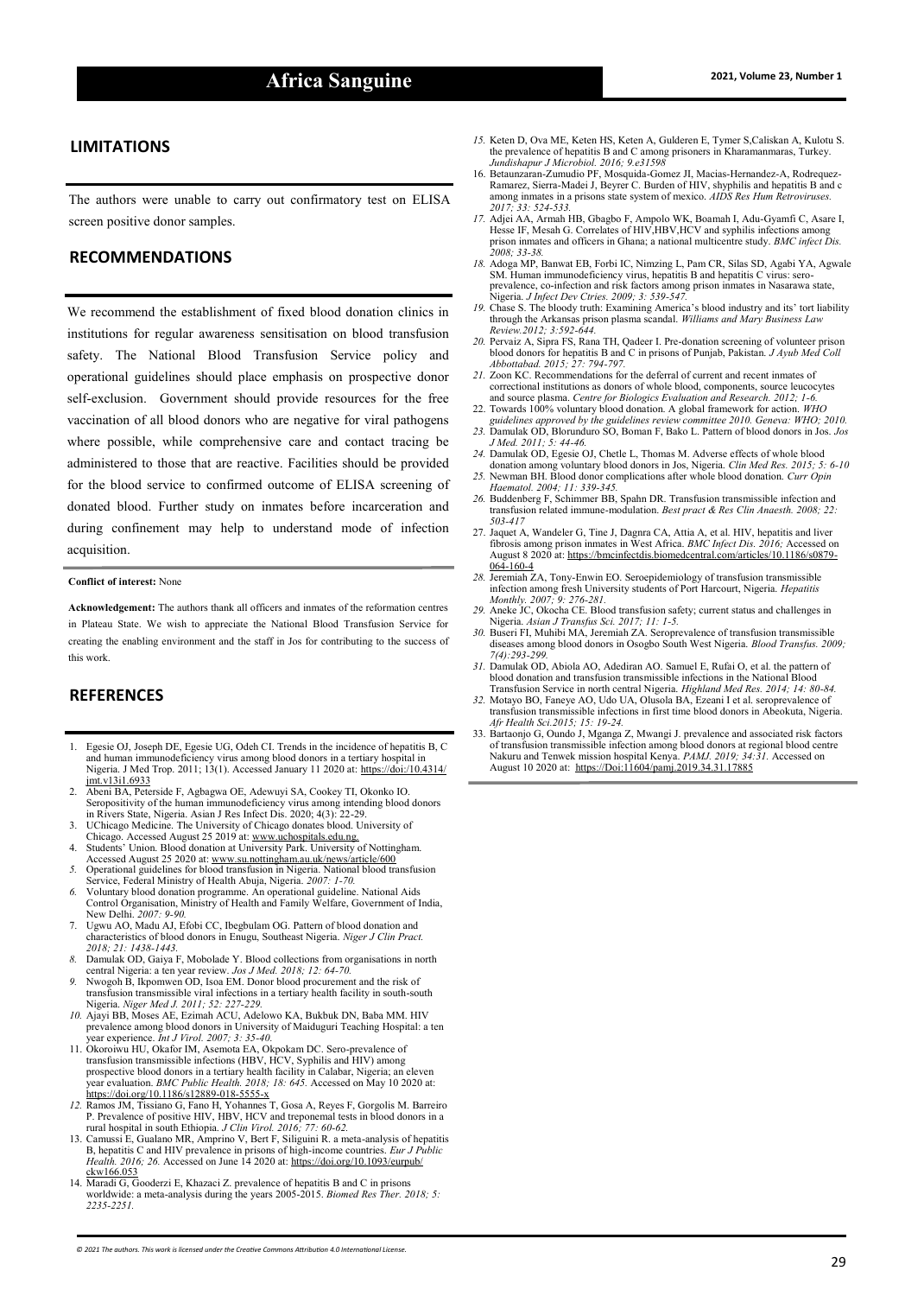## LIMITATIONS

The authors were unable to carry out confirmatory test on ELISA screen positive donor samples.

## RECOMMENDATIONS

We recommend the establishment of fixed blood donation clinics in institutions for regular awareness sensitisation on blood transfusion safety. The National Blood Transfusion Service policy and operational guidelines should place emphasis on prospective donor self-exclusion. Government should provide resources for the free vaccination of all blood donors who are negative for viral pathogens where possible, while comprehensive care and contact tracing be administered to those that are reactive. Facilities should be provided for the blood service to confirmed outcome of ELISA screening of donated blood. Further study on inmates before incarceration and during confinement may help to understand mode of infection acquisition.

**Conflict of interest:** None

**Acknowledgement:** The authors thank all officers and inmates of the reformation centres in Plateau State. We wish to appreciate the National Blood Transfusion Service for creating the enabling environment and the staff in Jos for contributing to the success of this work.

## REFERENCES

1. Egesie OJ, Joseph DE, Egesie UG, Odeh CI. Trends in the incidence of hepatitis B, C and human immunodeficiency virus among blood donors in a tertiary hospital in Nigeria. J Med Trop. 2011; 13(1). Accessed January 11 2020 at: https://doi:/10.4314/jmt.v13i1.6933
2. Abeni BA, Peterside F, Agbagwa OE, Adewuyi SA, Cookey TI, Okonko IO. Seropositivity of the human immunodeficiency virus among intending blood donors in Rivers State, Nigeria. Asian J Res Infect Dis. 2020; 4(3): 22-29.
3. UChicago Medicine. The University of Chicago donates blood. University of Chicago. Accessed August 25 2019 at: www.uchospitals.edu.ng.
4. Students' Union. Blood donation at University Park. University of Nottingham. Accessed August 25 2020 at: www.su.nottingham.ac.uk/news/article/600
5. Operational guidelines for blood transfusion in Nigeria. National blood transfusion Service, Federal Ministry of Health Abuja, Nigeria. *2007: 1-70.*
6. Voluntary blood donation programme. An operational guideline. National Aids Control Organisation, Ministry of Health and Family Welfare, Government of India, New Delhi. *2007: 9-90.*
7. Ugwu AO, Madu AJ, Efobi CC, Ibegbulam OG. Pattern of blood donation and characteristics of blood donors in Enugu, Southeast Nigeria. *Niger J Clin Pract. 2018; 21: 1438-1443.*
8. Damulak OD, Gaiya F, Mobolade Y. Blood collections from organisations in north central Nigeria: a ten year review. *Jos J Med. 2018; 12: 64-70.*
9. Nwogoh B, Ikpomwen OD, Isoa EM. Donor blood procurement and the risk of transfusion transmissible viral infections in a tertiary health facility in south-south Nigeria. *Niger Med J. 2011; 52: 227-229.*
10. Ajayi BB, Moses AE, Ezimah ACU, Adelowo KA, Bukbuk DN, Baba MM. HIV prevalence among blood donors in University of Maiduguri Teaching Hospital: a ten year experience. *Int J Virol. 2007; 3: 35-40.*
11. Okoroiwu HU, Okafor IM, Asemota EA, Okpokam DC. Sero-prevalence of transfusion transmissible infections (HBV, HCV, Syphilis and HIV) among prospective blood donors in a tertiary health facility in Calabar, Nigeria; an eleven year evaluation. *BMC Public Health. 2018; 18: 645.* Accessed on May 10 2020 at: https://doi.org/10.1186/s12889-018-5555-x
12. Ramos JM, Tissiano G, Fano H, Yohannes T, Gosa A, Reyes F, Gorgolis M. Barreiro P. Prevalence of positive HIV, HBV, HCV and treponemal tests in blood donors in a rural hospital in south Ethiopia. *J Clin Virol. 2016; 77: 60-62.*
13. Camussi E, Gualano MR, Amprino V, Bert F, Siliguini R. a meta-analysis of hepatitis B, hepatitis C and HIV prevalence in prisons of high-income countries. *Eur J Public Health. 2016; 26.* Accessed on June 14 2020 at: https://doi.org/10.1093/eurpub/ckw166.053
14. Maradi G, Gooderzi E, Khazaci Z. prevalence of hepatitis B and C in prisons worldwide: a meta-analysis during the years 2005-2015. *Biomed Res Ther. 2018; 5: 2235-2251.*
15. Keten D, Ova ME, Keten HS, Keten A, Gulderen E, Tymer S,Caliskan A, Kulotu S. the prevalence of hepatitis B and C among prisoners in Kharamanmaras, Turkey. *Jundishapur J Microbiol. 2016; 9.e31598*
16. Betaunzaran-Zumudio PF, Mosquida-Gomez JI, Macias-Hernandez-A, Rodrequez-Ramarez, Sierra-Madei J, Beyrer C. Burden of HIV, shyphilis and hepatitis B and c among inmates in a prisons state system of mexico. *AIDS Res Hum Retroviruses. 2017; 33: 524-533.*
17. Adjei AA, Armah HB, Gbagbo F, Ampolo WK, Boamah I, Adu-Gyamfi C, Asare I, Hesse IF, Mesah G. Correlates of HIV,HBV,HCV and syphilis infections among prison inmates and officers in Ghana; a national multicentre study. *BMC infect Dis. 2008; 33-38.*
18. Adoga MP, Banwat EB, Forbi IC, Nimzing L, Pam CR, Silas SD, Agabi YA, Agwale SM. Human immunodeficiency virus, hepatitis B and hepatitis C virus: sero-prevalence, co-infection and risk factors among prison inmates in Nasarawa state, Nigeria. *J Infect Dev Ctries. 2009; 3: 539-547.*
19. Chase S. The bloody truth: Examining America's blood industry and its' tort liability through the Arkansas prison plasma scandal. *Williams and Mary Business Law Review.2012; 3:592-644.*
20. Pervaiz A, Sipra FS, Rana TH, Qadeer I. Pre-donation screening of volunteer prison blood donors for hepatitis B and C in prisons of Punjab, Pakistan. *J Ayub Med Coll Abbottabad. 2015; 27: 794-797.*
21. Zoon KC. Recommendations for the deferral of current and recent inmates of correctional institutions as donors of whole blood, components, source leucocytes and source plasma. *Centre for Biologics Evaluation and Research. 2012; 1-6.*
22. Towards 100% voluntary blood donation. A global framework for action. *WHO guidelines approved by the guidelines review committee 2010. Geneva: WHO; 2010.*
23. Damulak OD, Blorunduro SO, Boman F, Bako L. Pattern of blood donors in Jos. *Jos J Med. 2011; 5: 44-46.*
24. Damulak OD, Egesie OJ, Chetle L, Thomas M. Adverse effects of whole blood donation among voluntary blood donors in Jos, Nigeria. *Clin Med Res. 2015; 5: 6-10*
25. Newman BH. Blood donor complications after whole blood donation. *Curr Opin Haematol. 2004; 11: 339-345.*
26. Buddenberg F, Schimmer BB, Spahn DR. Transfusion transmissible infection and transfusion related immune-modulation. *Best pract & Res Clin Anaesth. 2008; 22: 503-417*
27. Jaquet A, Wandeler G, Tine J, Dagnra CA, Attia A, et al. HIV, hepatitis and liver fibrosis among prison inmates in West Africa. *BMC Infect Dis. 2016;* Accessed on August 8 2020 at: https://bmcinfectdis.biomedcentral.com/articles/10.1186/s0879-064-160-4
28. Jeremiah ZA, Tony-Enwin EO. Seroepidemiology of transfusion transmissible infection among fresh University students of Port Harcourt, Nigeria. *Hepatitis Monthly. 2007; 9: 276-281.*
29. Aneke JC, Okocha CE. Blood transfusion safety; current status and challenges in Nigeria. *Asian J Transfus Sci. 2017; 11: 1-5.*
30. Buseri FI, Muhibi MA, Jeremiah ZA. Seroprevalence of transfusion transmissible diseases among blood donors in Osogbo South West Nigeria. *Blood Transfus. 2009; 7(4):293-299.*
31. Damulak OD, Abiola AO, Adediran AO. Samuel E, Rufai O, et al. the pattern of blood donation and transfusion transmissible infections in the National Blood Transfusion Service in north central Nigeria. *Highland Med Res. 2014; 14: 80-84.*
32. Motayo BO, Faneye AO, Udo UA, Olusola BA, Ezeani I et al. seroprevalence of transfusion transmissible infections in first time blood donors in Abeokuta, Nigeria. *Afr Health Sci.2015; 15: 19-24.*
33. Bartaonjo G, Oundo J, Mganga Z, Mwangi J. prevalence and associated risk factors of transfusion transmissible infection among blood donors at regional blood centre Nakuru and Tenwek mission hospital Kenya. *PAMJ. 2019; 34:31.* Accessed on August 10 2020 at: https://Doi:11604/pamj.2019.34.31.17885